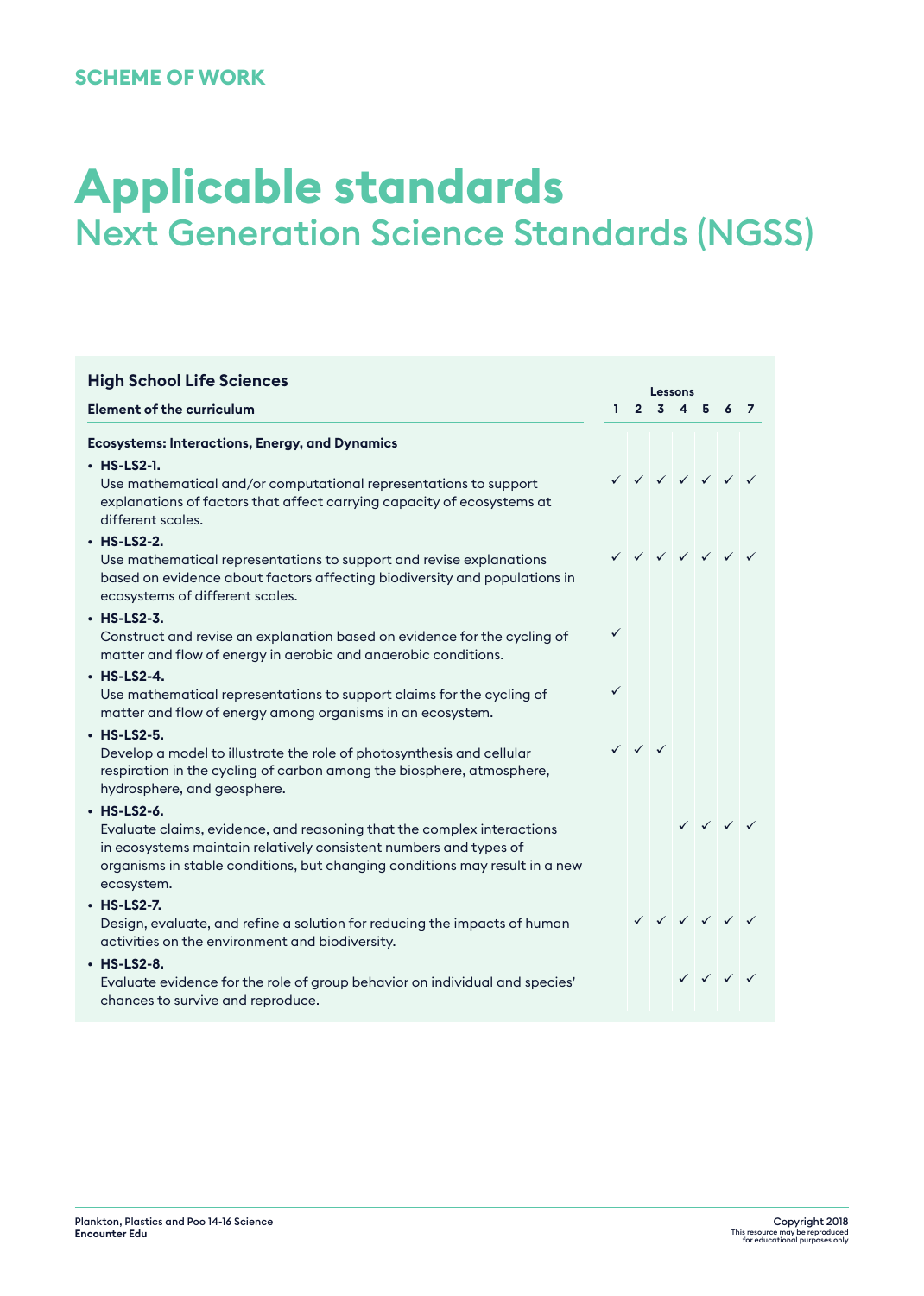SCHEME OF WORK

# Applicable standards

## Next Generation Science Standards (NGSS)

### High School Life Sciences

| Element of the curriculum | Lessons 1 | 2 | 3 | 4 | 5 | 6 | 7 |
|---|---|---|---|---|---|---|---|
| **Ecosystems: Interactions, Energy, and Dynamics** | | | | | | | |
| • **HS-LS2-1.** Use mathematical and/or computational representations to support explanations of factors that affect carrying capacity of ecosystems at different scales. | ✓ | ✓ | ✓ | ✓ | ✓ | ✓ | ✓ |
| • **HS-LS2-2.** Use mathematical representations to support and revise explanations based on evidence about factors affecting biodiversity and populations in ecosystems of different scales. | ✓ | ✓ | ✓ | ✓ | ✓ | ✓ | ✓ |
| • **HS-LS2-3.** Construct and revise an explanation based on evidence for the cycling of matter and flow of energy in aerobic and anaerobic conditions. | ✓ | | | | | | |
| • **HS-LS2-4.** Use mathematical representations to support claims for the cycling of matter and flow of energy among organisms in an ecosystem. | ✓ | | | | | | |
| • **HS-LS2-5.** Develop a model to illustrate the role of photosynthesis and cellular respiration in the cycling of carbon among the biosphere, atmosphere, hydrosphere, and geosphere. | ✓ | ✓ | ✓ | | | | |
| • **HS-LS2-6.** Evaluate claims, evidence, and reasoning that the complex interactions in ecosystems maintain relatively consistent numbers and types of organisms in stable conditions, but changing conditions may result in a new ecosystem. | | | | ✓ | ✓ | ✓ | ✓ |
| • **HS-LS2-7.** Design, evaluate, and refine a solution for reducing the impacts of human activities on the environment and biodiversity. | | ✓ | ✓ | ✓ | ✓ | ✓ | ✓ |
| • **HS-LS2-8.** Evaluate evidence for the role of group behavior on individual and species' chances to survive and reproduce. | | | | ✓ | ✓ | ✓ | ✓ |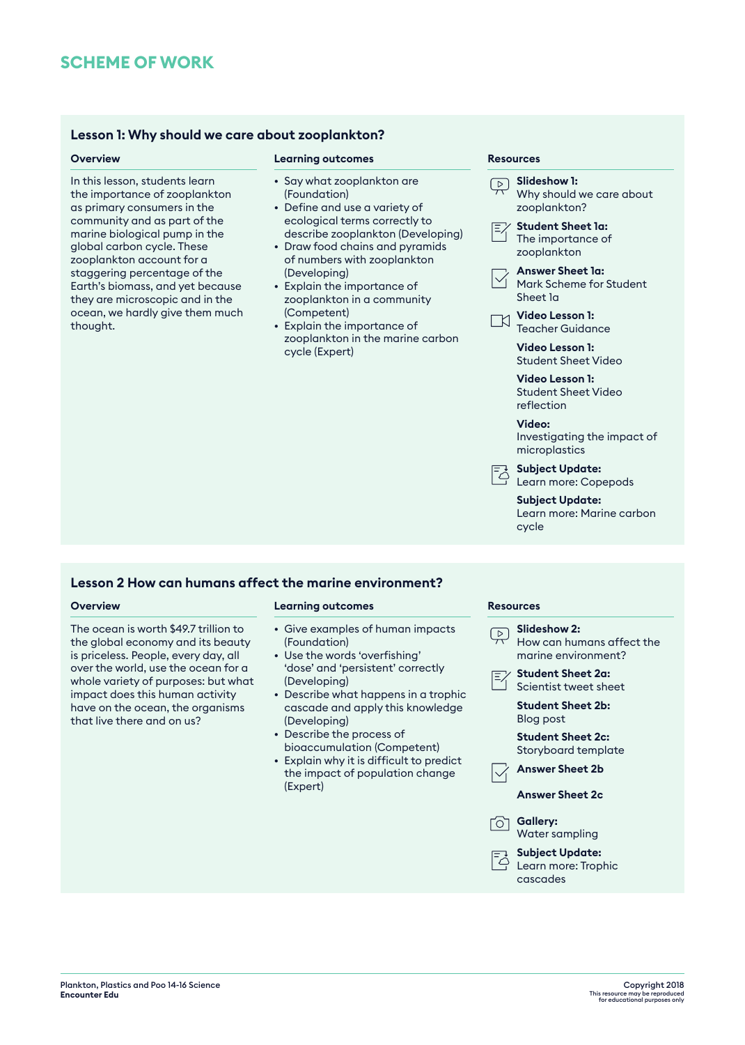# SCHEME OF WORK

## Lesson 1: Why should we care about zooplankton?

### Overview

In this lesson, students learn the importance of zooplankton as primary consumers in the community and as part of the marine biological pump in the global carbon cycle. These zooplankton account for a staggering percentage of the Earth's biomass, and yet because they are microscopic and in the ocean, we hardly give them much thought.

### Learning outcomes

- Say what zooplankton are (Foundation)
- Define and use a variety of ecological terms correctly to describe zooplankton (Developing)
- Draw food chains and pyramids of numbers with zooplankton (Developing)
- Explain the importance of zooplankton in a community (Competent)
- Explain the importance of zooplankton in the marine carbon cycle (Expert)

### Resources

**Slideshow 1:** Why should we care about zooplankton?

**Student Sheet 1a:** The importance of zooplankton

**Answer Sheet 1a:** Mark Scheme for Student Sheet 1a

**Video Lesson 1:** Teacher Guidance

**Video Lesson 1:** Student Sheet Video

**Video Lesson 1:** Student Sheet Video reflection

**Video:** Investigating the impact of microplastics

**Subject Update:** Learn more: Copepods

**Subject Update:** Learn more: Marine carbon cycle

## Lesson 2 How can humans affect the marine environment?

### Overview

The ocean is worth $49.7 trillion to the global economy and its beauty is priceless. People, every day, all over the world, use the ocean for a whole variety of purposes: but what impact does this human activity have on the ocean, the organisms that live there and on us?

### Learning outcomes

- Give examples of human impacts (Foundation)
- Use the words 'overfishing' 'dose' and 'persistent' correctly (Developing)
- Describe what happens in a trophic cascade and apply this knowledge (Developing)
- Describe the process of bioaccumulation (Competent)
- Explain why it is difficult to predict the impact of population change (Expert)

### Resources

**Slideshow 2:** How can humans affect the marine environment?

**Student Sheet 2a:** Scientist tweet sheet

**Student Sheet 2b:** Blog post

**Student Sheet 2c:** Storyboard template

**Answer Sheet 2b**

**Answer Sheet 2c**

**Gallery:** Water sampling

**Subject Update:** Learn more: Trophic cascades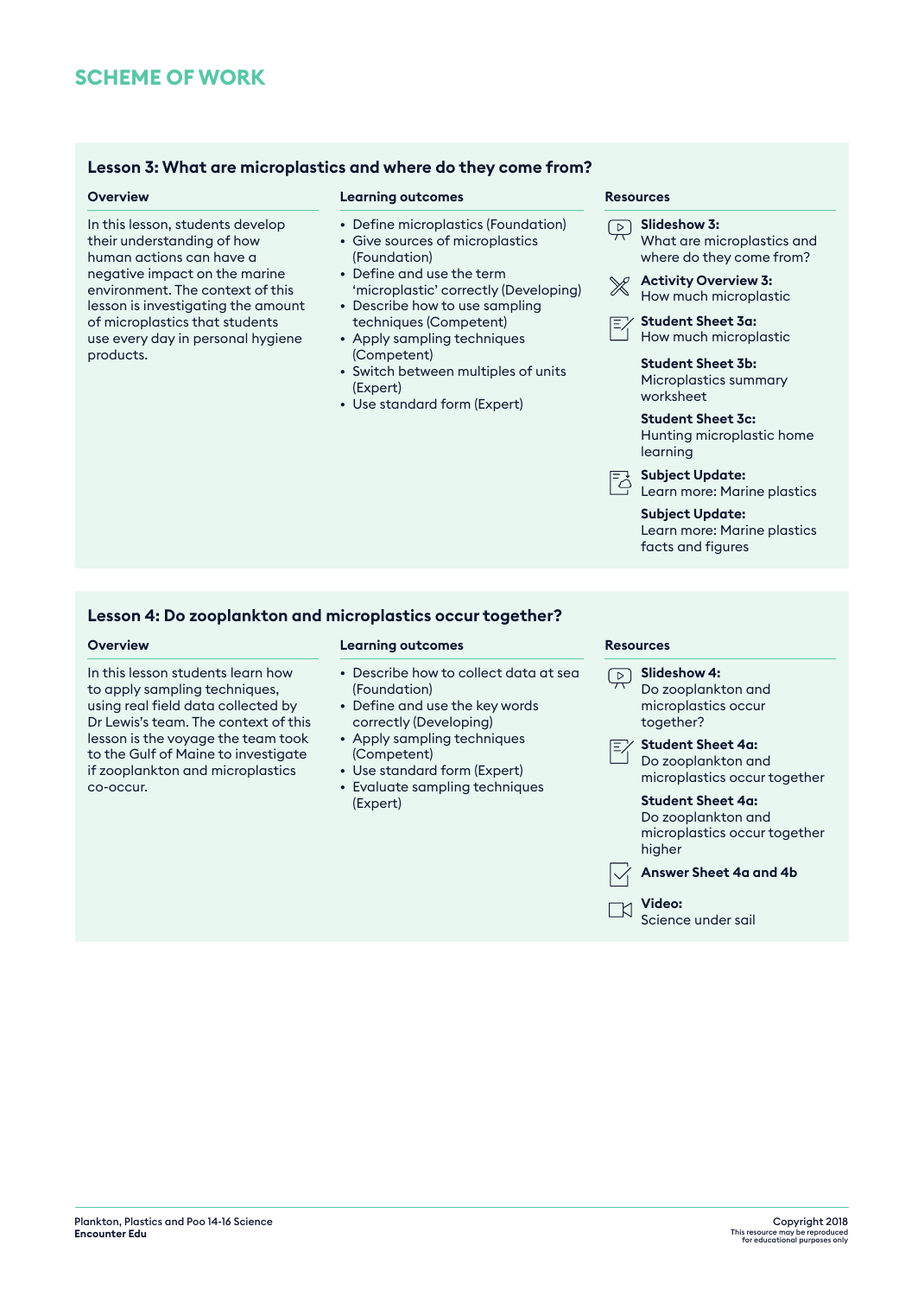## SCHEME OF WORK

### Lesson 3: What are microplastics and where do they come from?

**Overview**

In this lesson, students develop their understanding of how human actions can have a negative impact on the marine environment. The context of this lesson is investigating the amount of microplastics that students use every day in personal hygiene products.

**Learning outcomes**

- Define microplastics (Foundation)
- Give sources of microplastics (Foundation)
- Define and use the term 'microplastic' correctly (Developing)
- Describe how to use sampling techniques (Competent)
- Apply sampling techniques (Competent)
- Switch between multiples of units (Expert)
- Use standard form (Expert)

**Resources**

**Slideshow 3:** What are microplastics and where do they come from?

**Activity Overview 3:** How much microplastic

**Student Sheet 3a:** How much microplastic

**Student Sheet 3b:** Microplastics summary worksheet

**Student Sheet 3c:** Hunting microplastic home learning

**Subject Update:** Learn more: Marine plastics

**Subject Update:** Learn more: Marine plastics facts and figures

### Lesson 4: Do zooplankton and microplastics occur together?

**Overview**

In this lesson students learn how to apply sampling techniques, using real field data collected by Dr Lewis's team. The context of this lesson is the voyage the team took to the Gulf of Maine to investigate if zooplankton and microplastics co-occur.

**Learning outcomes**

- Describe how to collect data at sea (Foundation)
- Define and use the key words correctly (Developing)
- Apply sampling techniques (Competent)
- Use standard form (Expert)
- Evaluate sampling techniques (Expert)

**Resources**

**Slideshow 4:** Do zooplankton and microplastics occur together?

**Student Sheet 4a:** Do zooplankton and microplastics occur together

**Student Sheet 4a:** Do zooplankton and microplastics occur together higher

**Answer Sheet 4a and 4b**

**Video:** Science under sail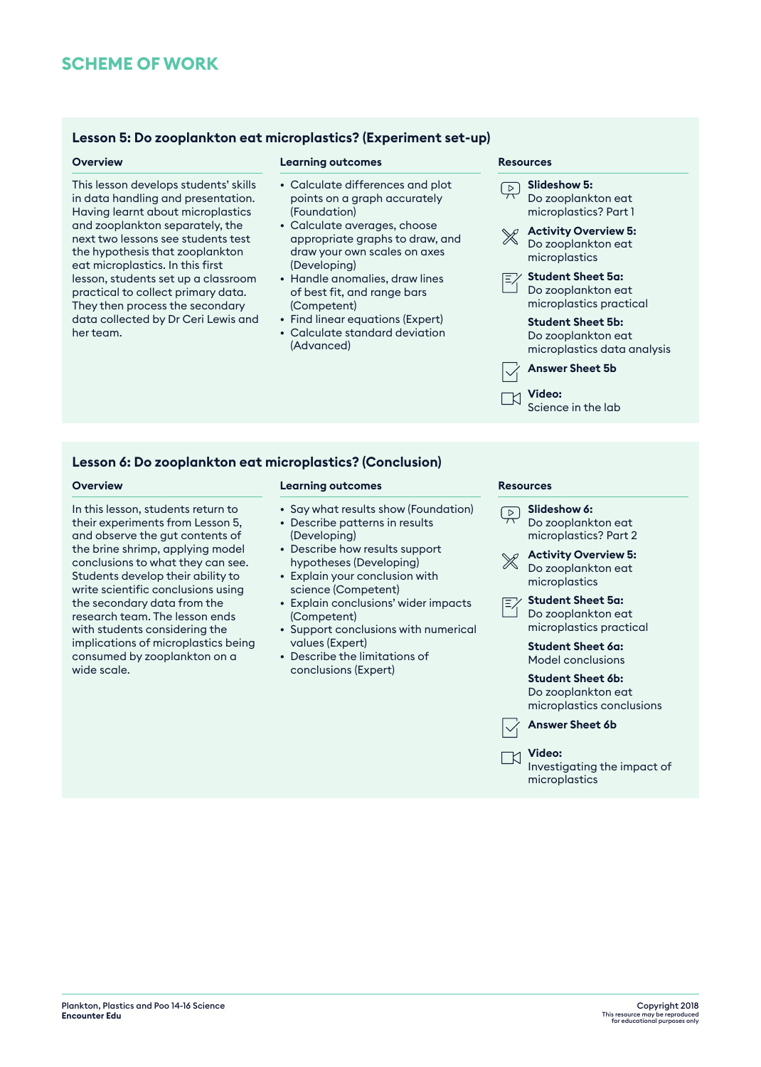## SCHEME OF WORK

### Lesson 5: Do zooplankton eat microplastics? (Experiment set-up)

**Overview**

This lesson develops students' skills in data handling and presentation. Having learnt about microplastics and zooplankton separately, the next two lessons see students test the hypothesis that zooplankton eat microplastics. In this first lesson, students set up a classroom practical to collect primary data. They then process the secondary data collected by Dr Ceri Lewis and her team.

**Learning outcomes**

- Calculate differences and plot points on a graph accurately (Foundation)
- Calculate averages, choose appropriate graphs to draw, and draw your own scales on axes (Developing)
- Handle anomalies, draw lines of best fit, and range bars (Competent)
- Find linear equations (Expert)
- Calculate standard deviation (Advanced)

**Resources**

- **Slideshow 5:** Do zooplankton eat microplastics? Part 1
- **Activity Overview 5:** Do zooplankton eat microplastics
- **Student Sheet 5a:** Do zooplankton eat microplastics practical
- **Student Sheet 5b:** Do zooplankton eat microplastics data analysis
- **Answer Sheet 5b**
- **Video:** Science in the lab

### Lesson 6: Do zooplankton eat microplastics? (Conclusion)

**Overview**

In this lesson, students return to their experiments from Lesson 5, and observe the gut contents of the brine shrimp, applying model conclusions to what they can see. Students develop their ability to write scientific conclusions using the secondary data from the research team. The lesson ends with students considering the implications of microplastics being consumed by zooplankton on a wide scale.

**Learning outcomes**

- Say what results show (Foundation)
- Describe patterns in results (Developing)
- Describe how results support hypotheses (Developing)
- Explain your conclusion with science (Competent)
- Explain conclusions' wider impacts (Competent)
- Support conclusions with numerical values (Expert)
- Describe the limitations of conclusions (Expert)

**Resources**

- **Slideshow 6:** Do zooplankton eat microplastics? Part 2
- **Activity Overview 5:** Do zooplankton eat microplastics
- **Student Sheet 5a:** Do zooplankton eat microplastics practical
- **Student Sheet 6a:** Model conclusions
- **Student Sheet 6b:** Do zooplankton eat microplastics conclusions
- **Answer Sheet 6b**
- **Video:** Investigating the impact of microplastics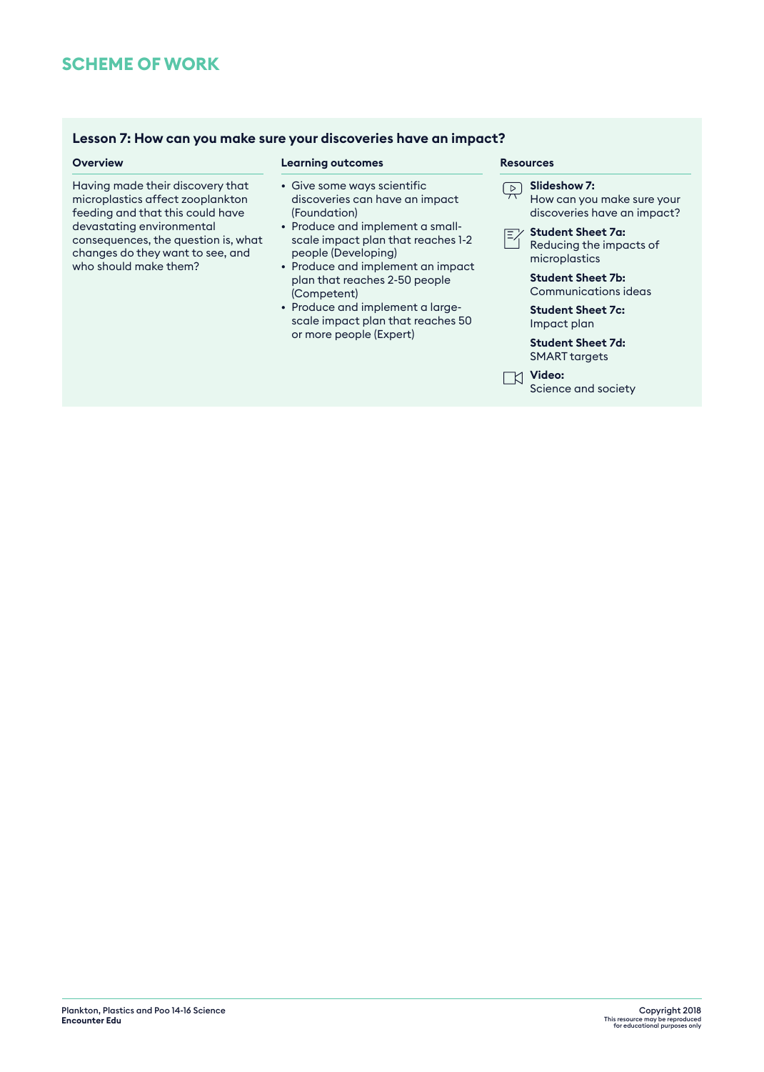# SCHEME OF WORK

## Lesson 7: How can you make sure your discoveries have an impact?

### Overview

Having made their discovery that microplastics affect zooplankton feeding and that this could have devastating environmental consequences, the question is, what changes do they want to see, and who should make them?

### Learning outcomes

- Give some ways scientific discoveries can have an impact (Foundation)
- Produce and implement a small-scale impact plan that reaches 1-2 people (Developing)
- Produce and implement an impact plan that reaches 2-50 people (Competent)
- Produce and implement a large-scale impact plan that reaches 50 or more people (Expert)

### Resources

**Slideshow 7:**
How can you make sure your discoveries have an impact?

**Student Sheet 7a:**
Reducing the impacts of microplastics

**Student Sheet 7b:**
Communications ideas

**Student Sheet 7c:**
Impact plan

**Student Sheet 7d:**
SMART targets

**Video:**
Science and society